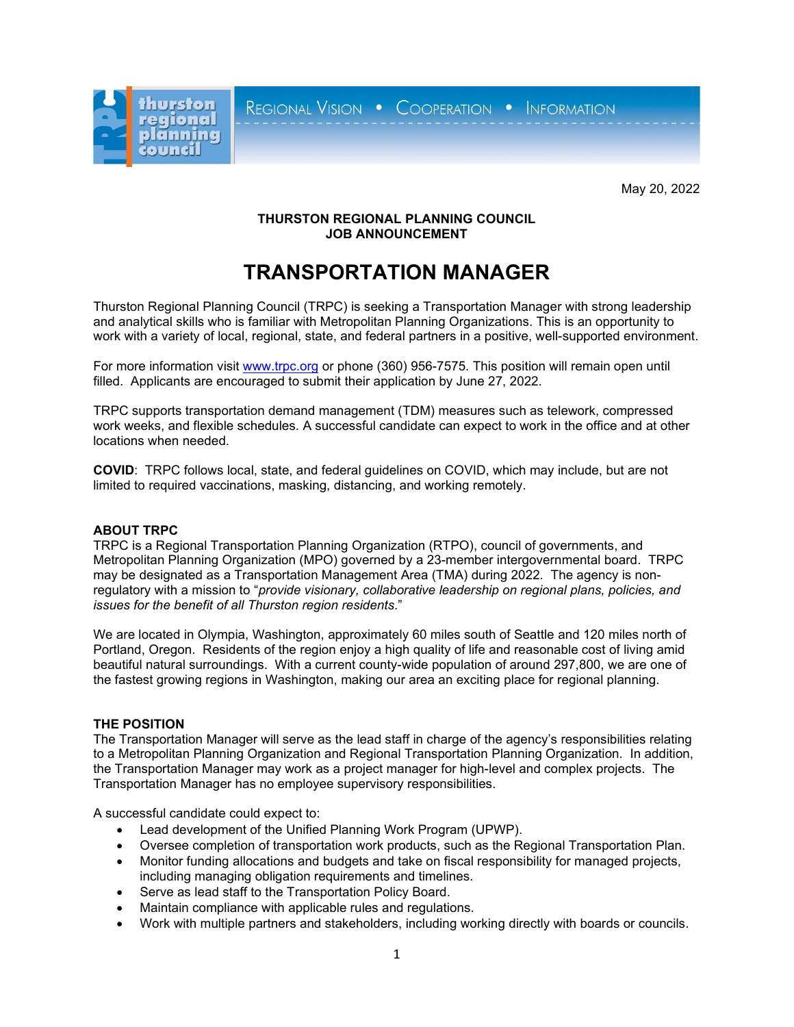thurston regional planning council

REGIONAL VISION • COOPERATION • INFORMATION

May 20, 2022

**THURSTON REGIONAL PLANNING COUNCIL**
**JOB ANNOUNCEMENT**

# TRANSPORTATION MANAGER

Thurston Regional Planning Council (TRPC) is seeking a Transportation Manager with strong leadership and analytical skills who is familiar with Metropolitan Planning Organizations. This is an opportunity to work with a variety of local, regional, state, and federal partners in a positive, well-supported environment.

For more information visit www.trpc.org or phone (360) 956-7575. This position will remain open until filled. Applicants are encouraged to submit their application by June 27, 2022.

TRPC supports transportation demand management (TDM) measures such as telework, compressed work weeks, and flexible schedules. A successful candidate can expect to work in the office and at other locations when needed.

**COVID**: TRPC follows local, state, and federal guidelines on COVID, which may include, but are not limited to required vaccinations, masking, distancing, and working remotely.

## ABOUT TRPC

TRPC is a Regional Transportation Planning Organization (RTPO), council of governments, and Metropolitan Planning Organization (MPO) governed by a 23-member intergovernmental board. TRPC may be designated as a Transportation Management Area (TMA) during 2022. The agency is non-regulatory with a mission to "*provide visionary, collaborative leadership on regional plans, policies, and issues for the benefit of all Thurston region residents*."

We are located in Olympia, Washington, approximately 60 miles south of Seattle and 120 miles north of Portland, Oregon. Residents of the region enjoy a high quality of life and reasonable cost of living amid beautiful natural surroundings. With a current county-wide population of around 297,800, we are one of the fastest growing regions in Washington, making our area an exciting place for regional planning.

## THE POSITION

The Transportation Manager will serve as the lead staff in charge of the agency's responsibilities relating to a Metropolitan Planning Organization and Regional Transportation Planning Organization. In addition, the Transportation Manager may work as a project manager for high-level and complex projects. The Transportation Manager has no employee supervisory responsibilities.

A successful candidate could expect to:

- Lead development of the Unified Planning Work Program (UPWP).
- Oversee completion of transportation work products, such as the Regional Transportation Plan.
- Monitor funding allocations and budgets and take on fiscal responsibility for managed projects, including managing obligation requirements and timelines.
- Serve as lead staff to the Transportation Policy Board.
- Maintain compliance with applicable rules and regulations.
- Work with multiple partners and stakeholders, including working directly with boards or councils.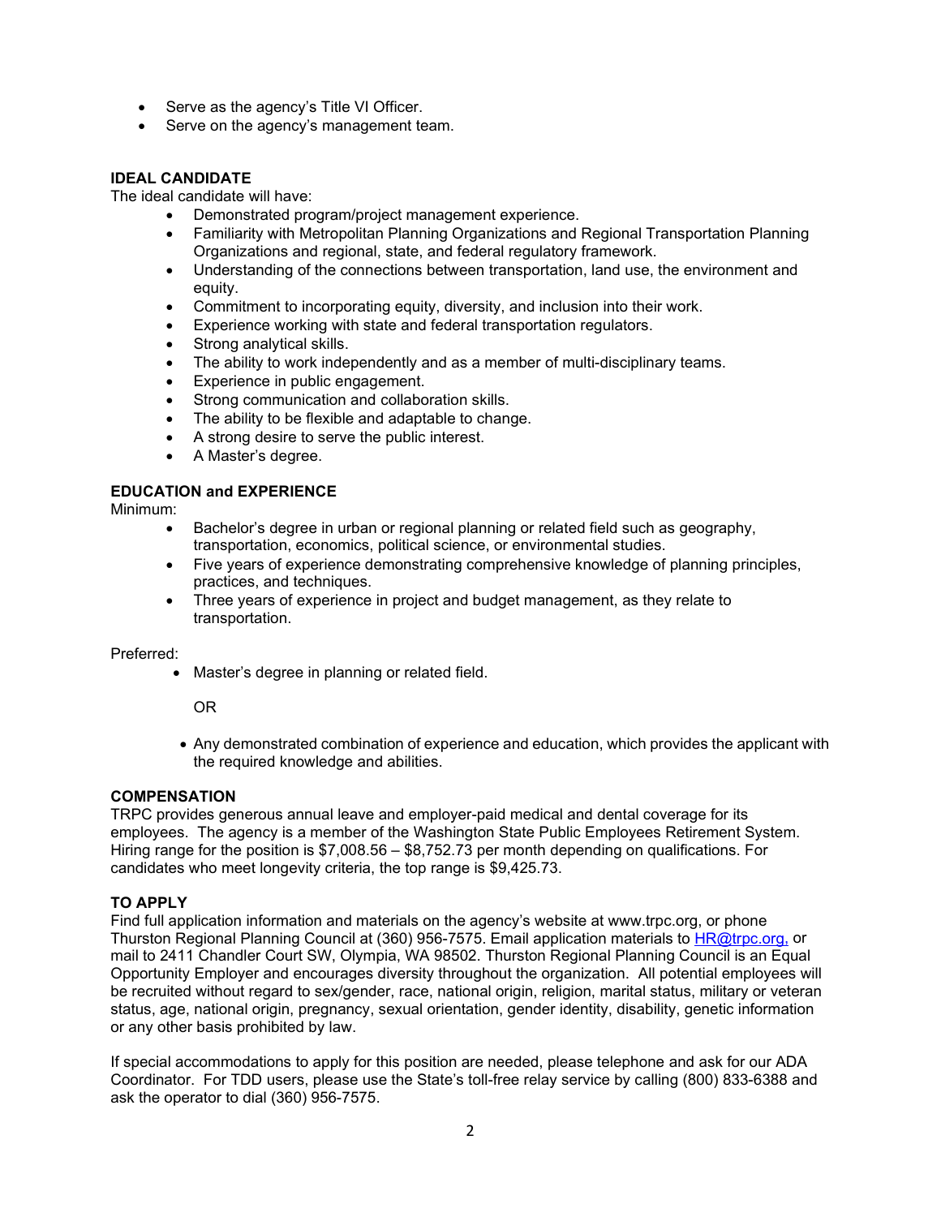- Serve as the agency's Title VI Officer.
- Serve on the agency's management team.

**IDEAL CANDIDATE**

The ideal candidate will have:

- Demonstrated program/project management experience.
- Familiarity with Metropolitan Planning Organizations and Regional Transportation Planning Organizations and regional, state, and federal regulatory framework.
- Understanding of the connections between transportation, land use, the environment and equity.
- Commitment to incorporating equity, diversity, and inclusion into their work.
- Experience working with state and federal transportation regulators.
- Strong analytical skills.
- The ability to work independently and as a member of multi-disciplinary teams.
- Experience in public engagement.
- Strong communication and collaboration skills.
- The ability to be flexible and adaptable to change.
- A strong desire to serve the public interest.
- A Master's degree.

**EDUCATION and EXPERIENCE**

Minimum:

- Bachelor's degree in urban or regional planning or related field such as geography, transportation, economics, political science, or environmental studies.
- Five years of experience demonstrating comprehensive knowledge of planning principles, practices, and techniques.
- Three years of experience in project and budget management, as they relate to transportation.

Preferred:

- Master's degree in planning or related field.

  OR

- Any demonstrated combination of experience and education, which provides the applicant with the required knowledge and abilities.

**COMPENSATION**

TRPC provides generous annual leave and employer-paid medical and dental coverage for its employees. The agency is a member of the Washington State Public Employees Retirement System. Hiring range for the position is $7,008.56 – $8,752.73 per month depending on qualifications. For candidates who meet longevity criteria, the top range is $9,425.73.

**TO APPLY**

Find full application information and materials on the agency's website at www.trpc.org, or phone Thurston Regional Planning Council at (360) 956-7575. Email application materials to HR@trpc.org, or mail to 2411 Chandler Court SW, Olympia, WA 98502. Thurston Regional Planning Council is an Equal Opportunity Employer and encourages diversity throughout the organization. All potential employees will be recruited without regard to sex/gender, race, national origin, religion, marital status, military or veteran status, age, national origin, pregnancy, sexual orientation, gender identity, disability, genetic information or any other basis prohibited by law.

If special accommodations to apply for this position are needed, please telephone and ask for our ADA Coordinator. For TDD users, please use the State's toll-free relay service by calling (800) 833-6388 and ask the operator to dial (360) 956-7575.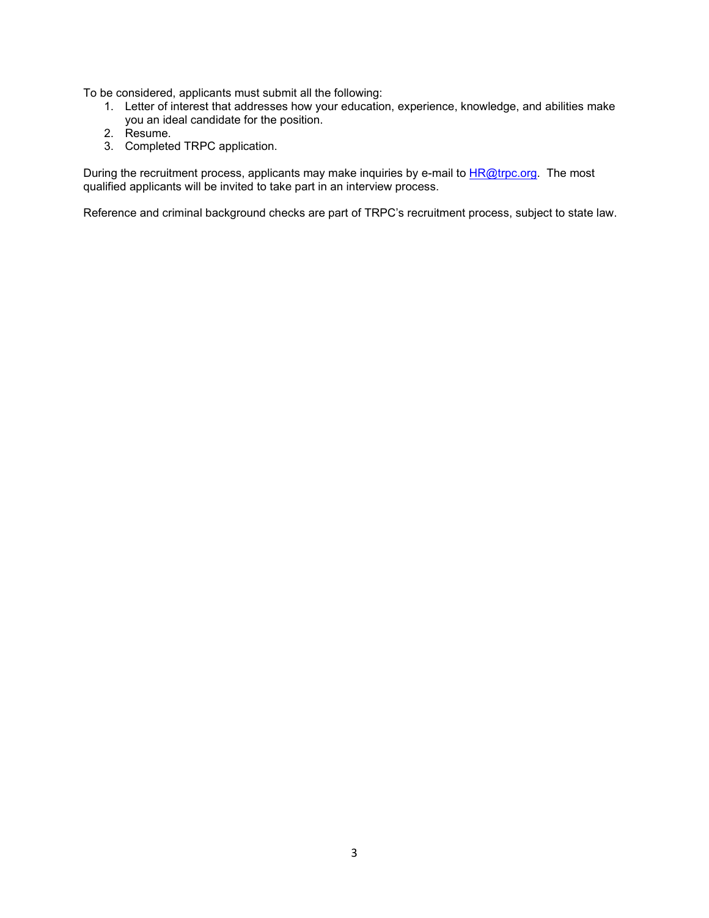To be considered, applicants must submit all the following:

1. Letter of interest that addresses how your education, experience, knowledge, and abilities make you an ideal candidate for the position.
2. Resume.
3. Completed TRPC application.

During the recruitment process, applicants may make inquiries by e-mail to HR@trpc.org. The most qualified applicants will be invited to take part in an interview process.

Reference and criminal background checks are part of TRPC's recruitment process, subject to state law.